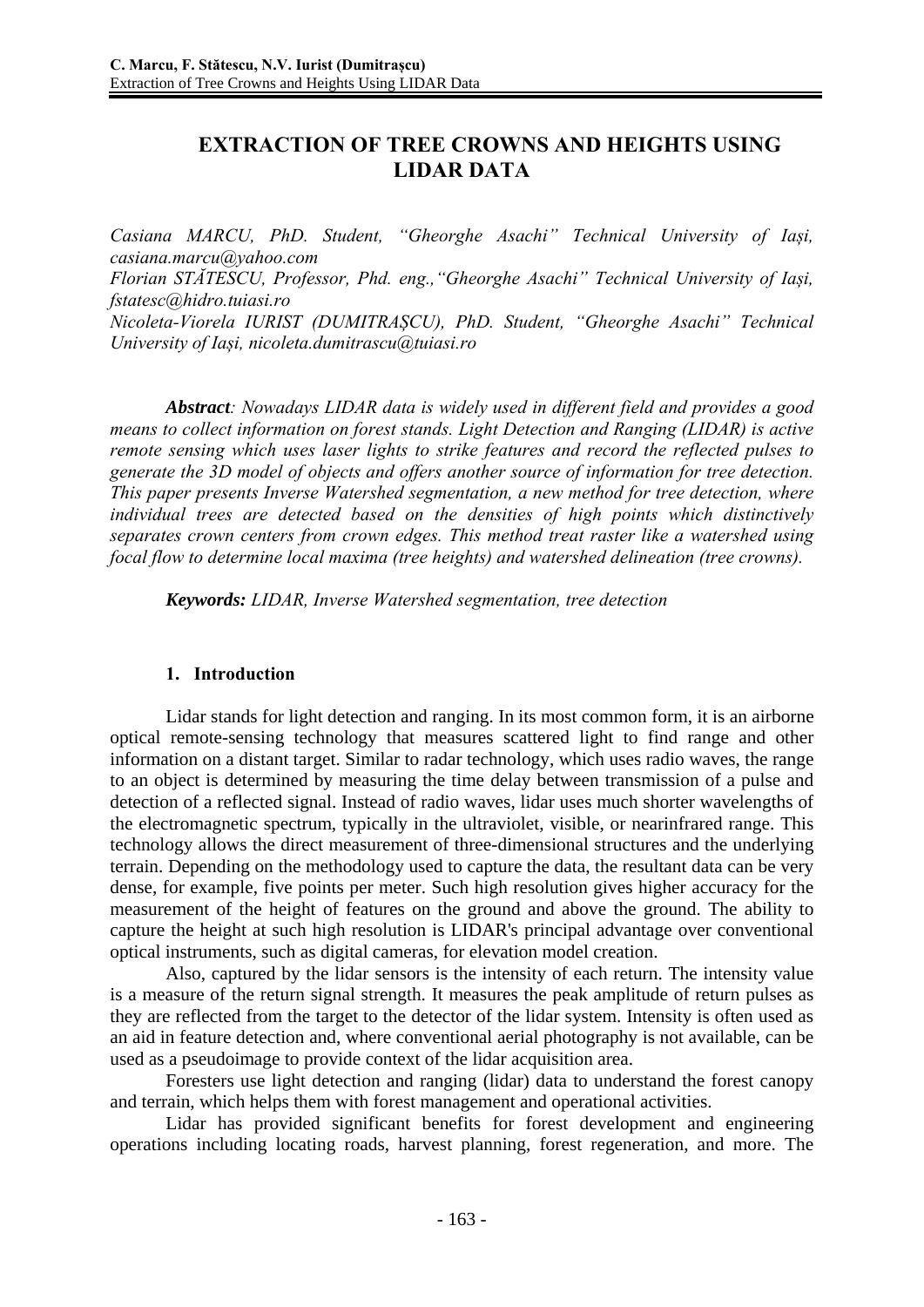# EXTRACTION OF TREE CROWNS AND HEIGHTS USING LIDAR DATA

*Casiana MARCU, PhD. Student, "Gheorghe Asachi" Technical University of Iași, casiana.marcu@yahoo.com*

*Florian STĂTESCU, Professor, Phd. eng.,"Gheorghe Asachi" Technical University of Iași, fstatesc@hidro.tuiasi.ro*

*Nicoleta-Viorela IURIST (DUMITRAȘCU), PhD. Student, "Gheorghe Asachi" Technical University of Iași, nicoleta.dumitrascu@tuiasi.ro*

***Abstract**: Nowadays LIDAR data is widely used in different field and provides a good means to collect information on forest stands. Light Detection and Ranging (LIDAR) is active remote sensing which uses laser lights to strike features and record the reflected pulses to generate the 3D model of objects and offers another source of information for tree detection. This paper presents Inverse Watershed segmentation, a new method for tree detection, where individual trees are detected based on the densities of high points which distinctively separates crown centers from crown edges. This method treat raster like a watershed using focal flow to determine local maxima (tree heights) and watershed delineation (tree crowns).*

***Keywords:** LIDAR, Inverse Watershed segmentation, tree detection*

## 1. Introduction

Lidar stands for light detection and ranging. In its most common form, it is an airborne optical remote-sensing technology that measures scattered light to find range and other information on a distant target. Similar to radar technology, which uses radio waves, the range to an object is determined by measuring the time delay between transmission of a pulse and detection of a reflected signal. Instead of radio waves, lidar uses much shorter wavelengths of the electromagnetic spectrum, typically in the ultraviolet, visible, or nearinfrared range. This technology allows the direct measurement of three-dimensional structures and the underlying terrain. Depending on the methodology used to capture the data, the resultant data can be very dense, for example, five points per meter. Such high resolution gives higher accuracy for the measurement of the height of features on the ground and above the ground. The ability to capture the height at such high resolution is LIDAR's principal advantage over conventional optical instruments, such as digital cameras, for elevation model creation.

Also, captured by the lidar sensors is the intensity of each return. The intensity value is a measure of the return signal strength. It measures the peak amplitude of return pulses as they are reflected from the target to the detector of the lidar system. Intensity is often used as an aid in feature detection and, where conventional aerial photography is not available, can be used as a pseudoimage to provide context of the lidar acquisition area.

Foresters use light detection and ranging (lidar) data to understand the forest canopy and terrain, which helps them with forest management and operational activities.

Lidar has provided significant benefits for forest development and engineering operations including locating roads, harvest planning, forest regeneration, and more. The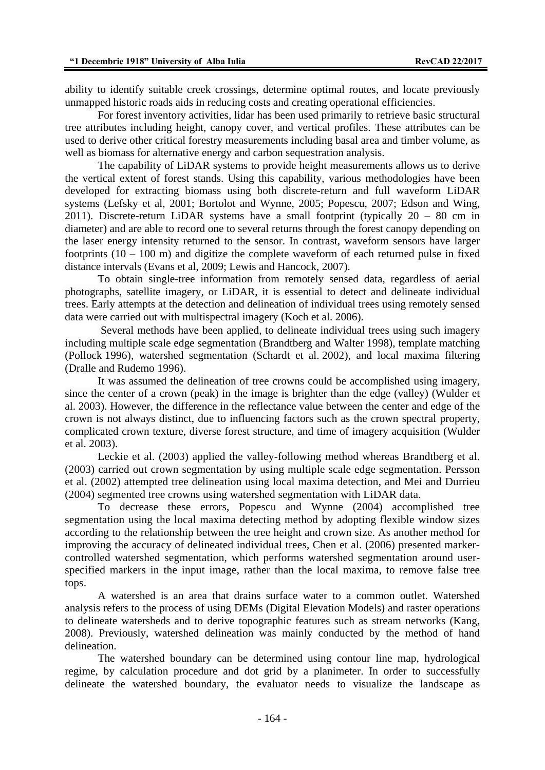ability to identify suitable creek crossings, determine optimal routes, and locate previously unmapped historic roads aids in reducing costs and creating operational efficiencies.

For forest inventory activities, lidar has been used primarily to retrieve basic structural tree attributes including height, canopy cover, and vertical profiles. These attributes can be used to derive other critical forestry measurements including basal area and timber volume, as well as biomass for alternative energy and carbon sequestration analysis.

The capability of LiDAR systems to provide height measurements allows us to derive the vertical extent of forest stands. Using this capability, various methodologies have been developed for extracting biomass using both discrete-return and full waveform LiDAR systems (Lefsky et al, 2001; Bortolot and Wynne, 2005; Popescu, 2007; Edson and Wing, 2011). Discrete-return LiDAR systems have a small footprint (typically 20 – 80 cm in diameter) and are able to record one to several returns through the forest canopy depending on the laser energy intensity returned to the sensor. In contrast, waveform sensors have larger footprints (10 – 100 m) and digitize the complete waveform of each returned pulse in fixed distance intervals (Evans et al, 2009; Lewis and Hancock, 2007).

To obtain single-tree information from remotely sensed data, regardless of aerial photographs, satellite imagery, or LiDAR, it is essential to detect and delineate individual trees. Early attempts at the detection and delineation of individual trees using remotely sensed data were carried out with multispectral imagery (Koch et al. 2006).

Several methods have been applied, to delineate individual trees using such imagery including multiple scale edge segmentation (Brandtberg and Walter 1998), template matching (Pollock 1996), watershed segmentation (Schardt et al. 2002), and local maxima filtering (Dralle and Rudemo 1996).

It was assumed the delineation of tree crowns could be accomplished using imagery, since the center of a crown (peak) in the image is brighter than the edge (valley) (Wulder et al. 2003). However, the difference in the reflectance value between the center and edge of the crown is not always distinct, due to influencing factors such as the crown spectral property, complicated crown texture, diverse forest structure, and time of imagery acquisition (Wulder et al. 2003).

Leckie et al. (2003) applied the valley-following method whereas Brandtberg et al. (2003) carried out crown segmentation by using multiple scale edge segmentation. Persson et al. (2002) attempted tree delineation using local maxima detection, and Mei and Durrieu (2004) segmented tree crowns using watershed segmentation with LiDAR data.

To decrease these errors, Popescu and Wynne (2004) accomplished tree segmentation using the local maxima detecting method by adopting flexible window sizes according to the relationship between the tree height and crown size. As another method for improving the accuracy of delineated individual trees, Chen et al. (2006) presented marker-controlled watershed segmentation, which performs watershed segmentation around user-specified markers in the input image, rather than the local maxima, to remove false tree tops.

A watershed is an area that drains surface water to a common outlet. Watershed analysis refers to the process of using DEMs (Digital Elevation Models) and raster operations to delineate watersheds and to derive topographic features such as stream networks (Kang, 2008). Previously, watershed delineation was mainly conducted by the method of hand delineation.

The watershed boundary can be determined using contour line map, hydrological regime, by calculation procedure and dot grid by a planimeter. In order to successfully delineate the watershed boundary, the evaluator needs to visualize the landscape as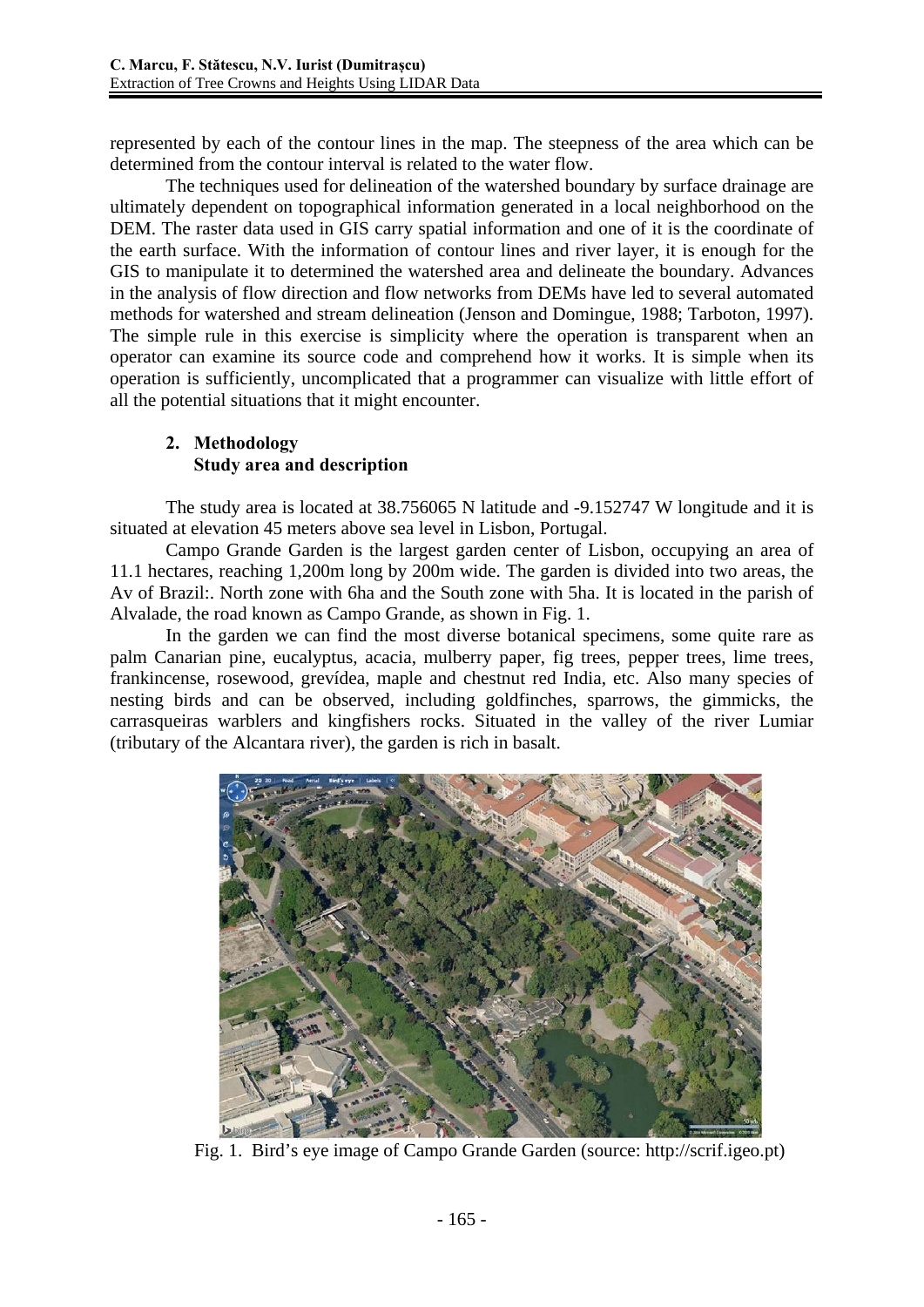represented by each of the contour lines in the map. The steepness of the area which can be determined from the contour interval is related to the water flow.

The techniques used for delineation of the watershed boundary by surface drainage are ultimately dependent on topographical information generated in a local neighborhood on the DEM. The raster data used in GIS carry spatial information and one of it is the coordinate of the earth surface. With the information of contour lines and river layer, it is enough for the GIS to manipulate it to determined the watershed area and delineate the boundary. Advances in the analysis of flow direction and flow networks from DEMs have led to several automated methods for watershed and stream delineation (Jenson and Domingue, 1988; Tarboton, 1997). The simple rule in this exercise is simplicity where the operation is transparent when an operator can examine its source code and comprehend how it works. It is simple when its operation is sufficiently, uncomplicated that a programmer can visualize with little effort of all the potential situations that it might encounter.

## 2. Methodology

### Study area and description

The study area is located at 38.756065 N latitude and -9.152747 W longitude and it is situated at elevation 45 meters above sea level in Lisbon, Portugal.

Campo Grande Garden is the largest garden center of Lisbon, occupying an area of 11.1 hectares, reaching 1,200m long by 200m wide. The garden is divided into two areas, the Av of Brazil:. North zone with 6ha and the South zone with 5ha. It is located in the parish of Alvalade, the road known as Campo Grande, as shown in Fig. 1.

In the garden we can find the most diverse botanical specimens, some quite rare as palm Canarian pine, eucalyptus, acacia, mulberry paper, fig trees, pepper trees, lime trees, frankincense, rosewood, grevídea, maple and chestnut red India, etc. Also many species of nesting birds and can be observed, including goldfinches, sparrows, the gimmicks, the carrasqueiras warblers and kingfishers rocks. Situated in the valley of the river Lumiar (tributary of the Alcantara river), the garden is rich in basalt.

Fig. 1. Bird's eye image of Campo Grande Garden (source: http://scrif.igeo.pt)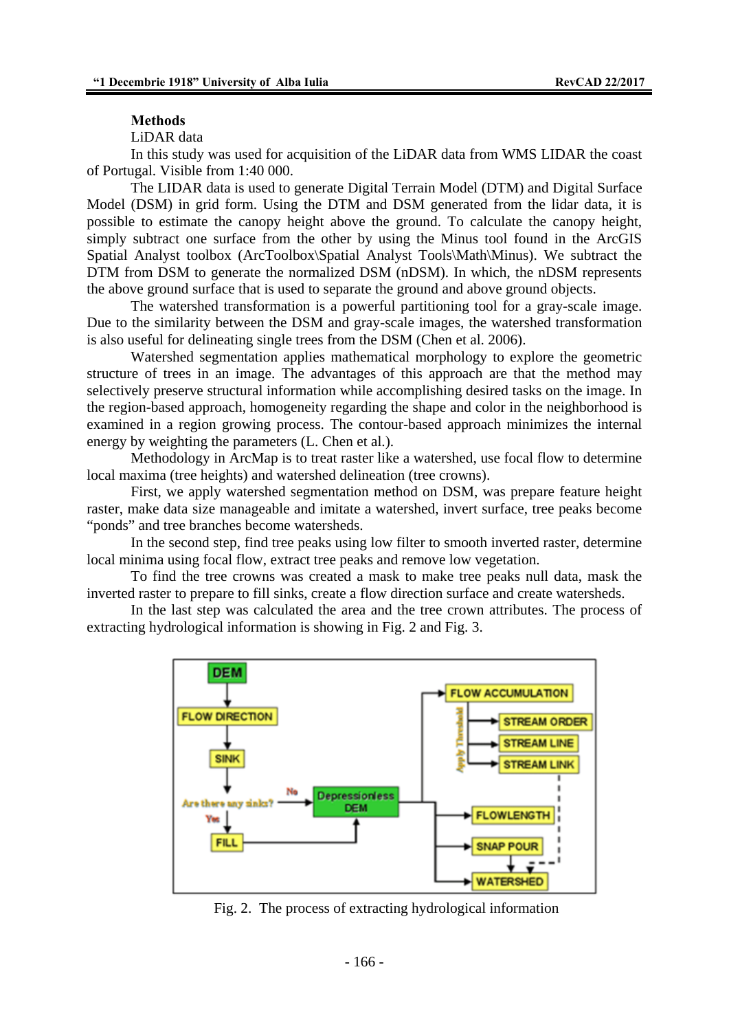**Methods**

LiDAR data

In this study was used for acquisition of the LiDAR data from WMS LIDAR the coast of Portugal. Visible from 1:40 000.

The LIDAR data is used to generate Digital Terrain Model (DTM) and Digital Surface Model (DSM) in grid form. Using the DTM and DSM generated from the lidar data, it is possible to estimate the canopy height above the ground. To calculate the canopy height, simply subtract one surface from the other by using the Minus tool found in the ArcGIS Spatial Analyst toolbox (ArcToolbox\Spatial Analyst Tools\Math\Minus). We subtract the DTM from DSM to generate the normalized DSM (nDSM). In which, the nDSM represents the above ground surface that is used to separate the ground and above ground objects.

The watershed transformation is a powerful partitioning tool for a gray-scale image. Due to the similarity between the DSM and gray-scale images, the watershed transformation is also useful for delineating single trees from the DSM (Chen et al. 2006).

Watershed segmentation applies mathematical morphology to explore the geometric structure of trees in an image. The advantages of this approach are that the method may selectively preserve structural information while accomplishing desired tasks on the image. In the region-based approach, homogeneity regarding the shape and color in the neighborhood is examined in a region growing process. The contour-based approach minimizes the internal energy by weighting the parameters (L. Chen et al.).

Methodology in ArcMap is to treat raster like a watershed, use focal flow to determine local maxima (tree heights) and watershed delineation (tree crowns).

First, we apply watershed segmentation method on DSM, was prepare feature height raster, make data size manageable and imitate a watershed, invert surface, tree peaks become "ponds" and tree branches become watersheds.

In the second step, find tree peaks using low filter to smooth inverted raster, determine local minima using focal flow, extract tree peaks and remove low vegetation.

To find the tree crowns was created a mask to make tree peaks null data, mask the inverted raster to prepare to fill sinks, create a flow direction surface and create watersheds.

In the last step was calculated the area and the tree crown attributes. The process of extracting hydrological information is showing in Fig. 2 and Fig. 3.

DEM
FLOW DIRECTION
SINK
Are there any sinks?
No
Yes
FILL
Depressionless DEM
FLOW ACCUMULATION
Apply Threshold
STREAM ORDER
STREAM LINE
STREAM LINK
FLOWLENGTH
SNAP POUR
WATERSHED

Fig. 2. The process of extracting hydrological information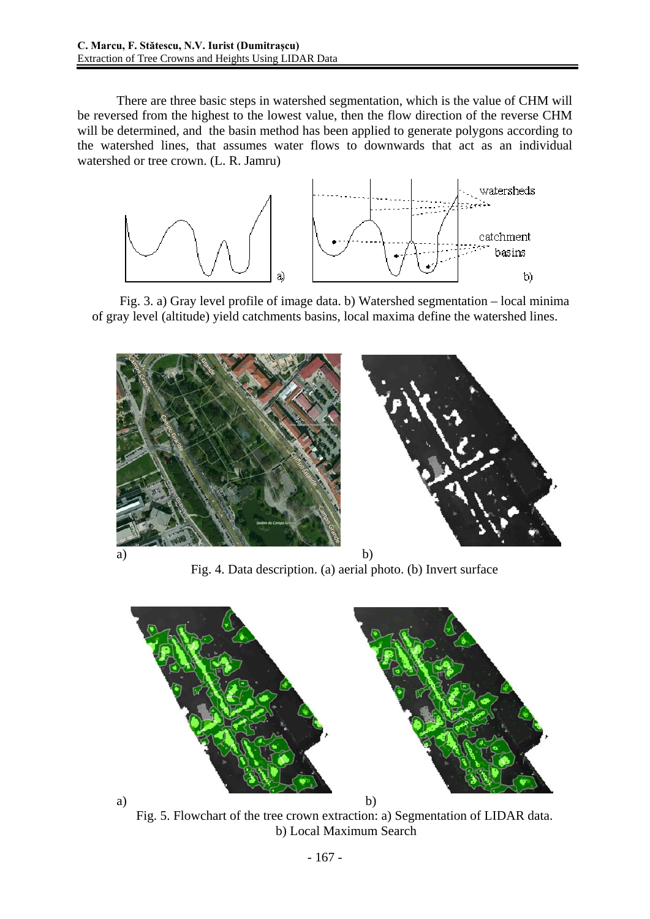There are three basic steps in watershed segmentation, which is the value of CHM will be reversed from the highest to the lowest value, then the flow direction of the reverse CHM will be determined, and the basin method has been applied to generate polygons according to the watershed lines, that assumes water flows to downwards that act as an individual watershed or tree crown. (L. R. Jamru)

watersheds

catchment basins

a)

b)

Fig. 3. a) Gray level profile of image data. b) Watershed segmentation – local minima of gray level (altitude) yield catchments basins, local maxima define the watershed lines.

a)

b)

Fig. 4. Data description. (a) aerial photo. (b) Invert surface

a)

b)

Fig. 5. Flowchart of the tree crown extraction: a) Segmentation of LIDAR data. b) Local Maximum Search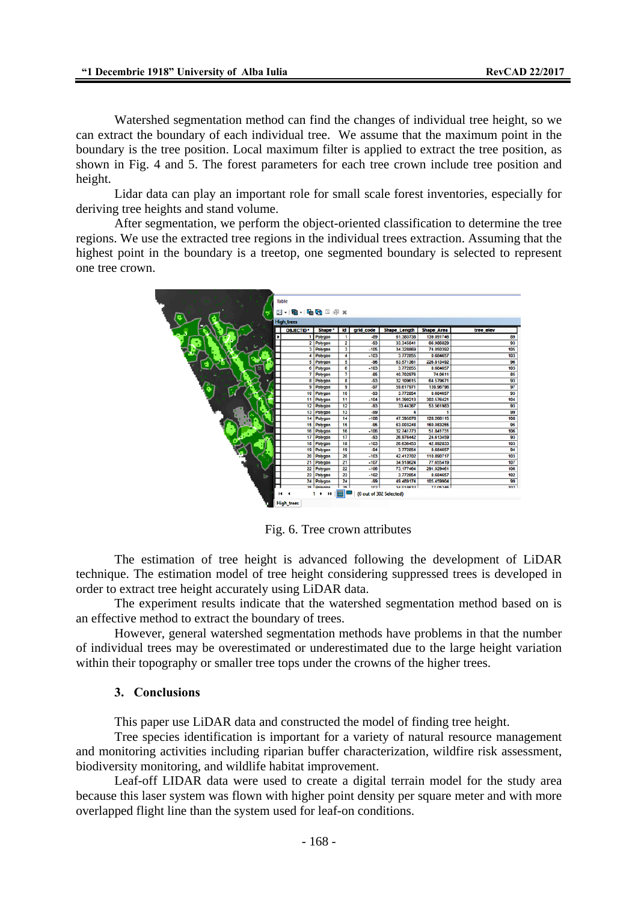Watershed segmentation method can find the changes of individual tree height, so we can extract the boundary of each individual tree. We assume that the maximum point in the boundary is the tree position. Local maximum filter is applied to extract the tree position, as shown in Fig. 4 and 5. The forest parameters for each tree crown include tree position and height.

Lidar data can play an important role for small scale forest inventories, especially for deriving tree heights and stand volume.

After segmentation, we perform the object-oriented classification to determine the tree regions. We use the extracted tree regions in the individual trees extraction. Assuming that the highest point in the boundary is a treetop, one segmented boundary is selected to represent one tree crown.

Fig. 6. Tree crown attributes

The estimation of tree height is advanced following the development of LiDAR technique. The estimation model of tree height considering suppressed trees is developed in order to extract tree height accurately using LiDAR data.

The experiment results indicate that the watershed segmentation method based on is an effective method to extract the boundary of trees.

However, general watershed segmentation methods have problems in that the number of individual trees may be overestimated or underestimated due to the large height variation within their topography or smaller tree tops under the crowns of the higher trees.

## 3. Conclusions

This paper use LiDAR data and constructed the model of finding tree height.

Tree species identification is important for a variety of natural resource management and monitoring activities including riparian buffer characterization, wildfire risk assessment, biodiversity monitoring, and wildlife habitat improvement.

Leaf-off LIDAR data were used to create a digital terrain model for the study area because this laser system was flown with higher point density per square meter and with more overlapped flight line than the system used for leaf-on conditions.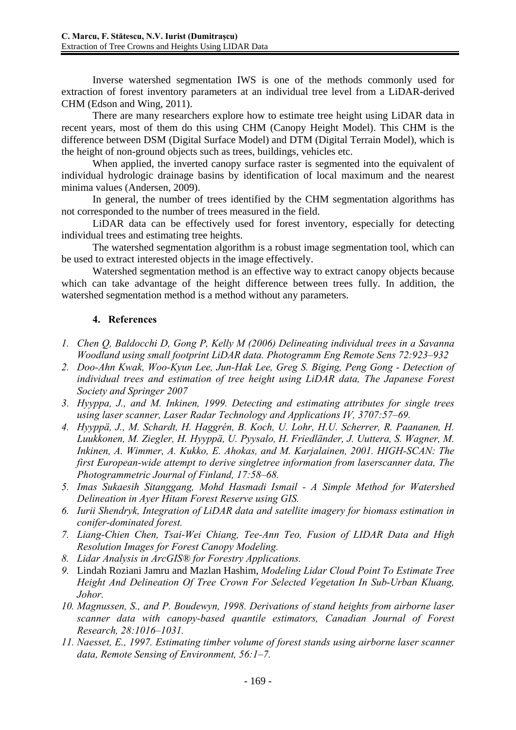Inverse watershed segmentation IWS is one of the methods commonly used for extraction of forest inventory parameters at an individual tree level from a LiDAR-derived CHM (Edson and Wing, 2011).

There are many researchers explore how to estimate tree height using LiDAR data in recent years, most of them do this using CHM (Canopy Height Model). This CHM is the difference between DSM (Digital Surface Model) and DTM (Digital Terrain Model), which is the height of non-ground objects such as trees, buildings, vehicles etc.

When applied, the inverted canopy surface raster is segmented into the equivalent of individual hydrologic drainage basins by identification of local maximum and the nearest minima values (Andersen, 2009).

In general, the number of trees identified by the CHM segmentation algorithms has not corresponded to the number of trees measured in the field.

LiDAR data can be effectively used for forest inventory, especially for detecting individual trees and estimating tree heights.

The watershed segmentation algorithm is a robust image segmentation tool, which can be used to extract interested objects in the image effectively.

Watershed segmentation method is an effective way to extract canopy objects because which can take advantage of the height difference between trees fully. In addition, the watershed segmentation method is a method without any parameters.

## 4. References

1. *Chen Q, Baldocchi D, Gong P, Kelly M (2006) Delineating individual trees in a Savanna Woodland using small footprint LiDAR data. Photogramm Eng Remote Sens 72:923–932*
2. *Doo-Ahn Kwak, Woo-Kyun Lee, Jun-Hak Lee, Greg S. Biging, Peng Gong - Detection of individual trees and estimation of tree height using LiDAR data, The Japanese Forest Society and Springer 2007*
3. *Hyyppa, J., and M. Inkinen, 1999. Detecting and estimating attributes for single trees using laser scanner, Laser Radar Technology and Applications IV, 3707:57–69.*
4. *Hyyppä, J., M. Schardt, H. Haggrén, B. Koch, U. Lohr, H.U. Scherrer, R. Paananen, H. Luukkonen, M. Ziegler, H. Hyyppä, U. Pyysalo, H. Friedländer, J. Uuttera, S. Wagner, M. Inkinen, A. Wimmer, A. Kukko, E. Ahokas, and M. Karjalainen, 2001. HIGH-SCAN: The first European-wide attempt to derive singletree information from laserscanner data, The Photogrammetric Journal of Finland, 17:58–68.*
5. *Imas Sukaesih Sitanggang, Mohd Hasmadi Ismail - A Simple Method for Watershed Delineation in Ayer Hitam Forest Reserve using GIS.*
6. *Iurii Shendryk, Integration of LiDAR data and satellite imagery for biomass estimation in conifer-dominated forest.*
7. *Liang-Chien Chen, Tsai-Wei Chiang, Tee-Ann Teo, Fusion of LIDAR Data and High Resolution Images for Forest Canopy Modeling.*
8. *Lidar Analysis in ArcGIS® for Forestry Applications.*
9. Lindah Roziani Jamru and Mazlan Hashim, *Modeling Lidar Cloud Point To Estimate Tree Height And Delineation Of Tree Crown For Selected Vegetation In Sub-Urban Kluang, Johor.*
10. *Magnussen, S., and P. Boudewyn, 1998. Derivations of stand heights from airborne laser scanner data with canopy-based quantile estimators, Canadian Journal of Forest Research, 28:1016–1031.*
11. *Naesset, E., 1997. Estimating timber volume of forest stands using airborne laser scanner data, Remote Sensing of Environment, 56:1–7.*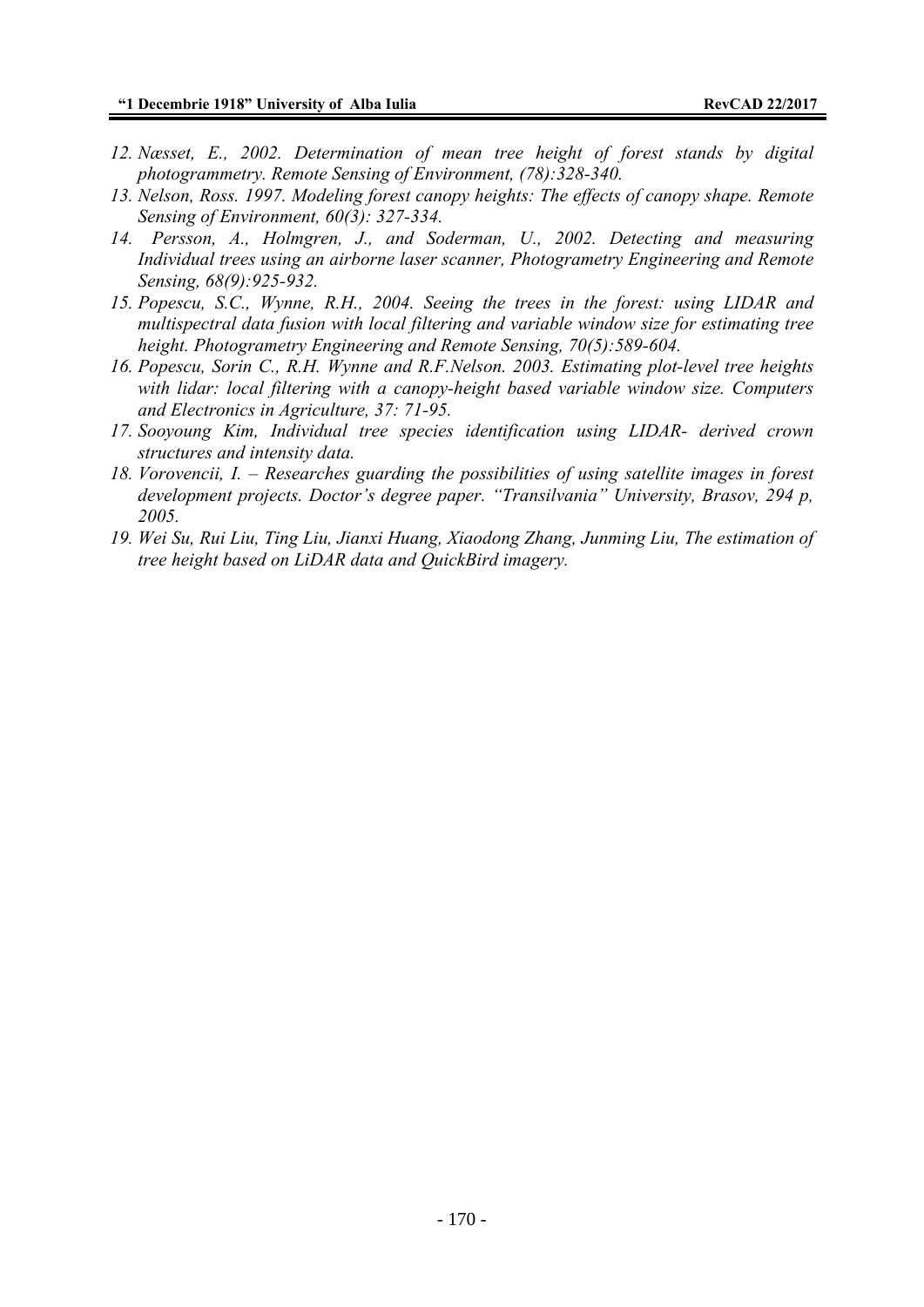12. *Næsset, E., 2002. Determination of mean tree height of forest stands by digital photogrammetry. Remote Sensing of Environment, (78):328-340.*
13. *Nelson, Ross. 1997. Modeling forest canopy heights: The effects of canopy shape. Remote Sensing of Environment, 60(3): 327-334.*
14. *Persson, A., Holmgren, J., and Soderman, U., 2002. Detecting and measuring Individual trees using an airborne laser scanner, Photogrametry Engineering and Remote Sensing, 68(9):925-932.*
15. *Popescu, S.C., Wynne, R.H., 2004. Seeing the trees in the forest: using LIDAR and multispectral data fusion with local filtering and variable window size for estimating tree height. Photogrametry Engineering and Remote Sensing, 70(5):589-604.*
16. *Popescu, Sorin C., R.H. Wynne and R.F.Nelson. 2003. Estimating plot-level tree heights with lidar: local filtering with a canopy-height based variable window size. Computers and Electronics in Agriculture, 37: 71-95.*
17. *Sooyoung Kim, Individual tree species identification using LIDAR- derived crown structures and intensity data.*
18. *Vorovencii, I. – Researches guarding the possibilities of using satellite images in forest development projects. Doctor's degree paper. "Transilvania" University, Brasov, 294 p, 2005.*
19. *Wei Su, Rui Liu, Ting Liu, Jianxi Huang, Xiaodong Zhang, Junming Liu, The estimation of tree height based on LiDAR data and QuickBird imagery.*